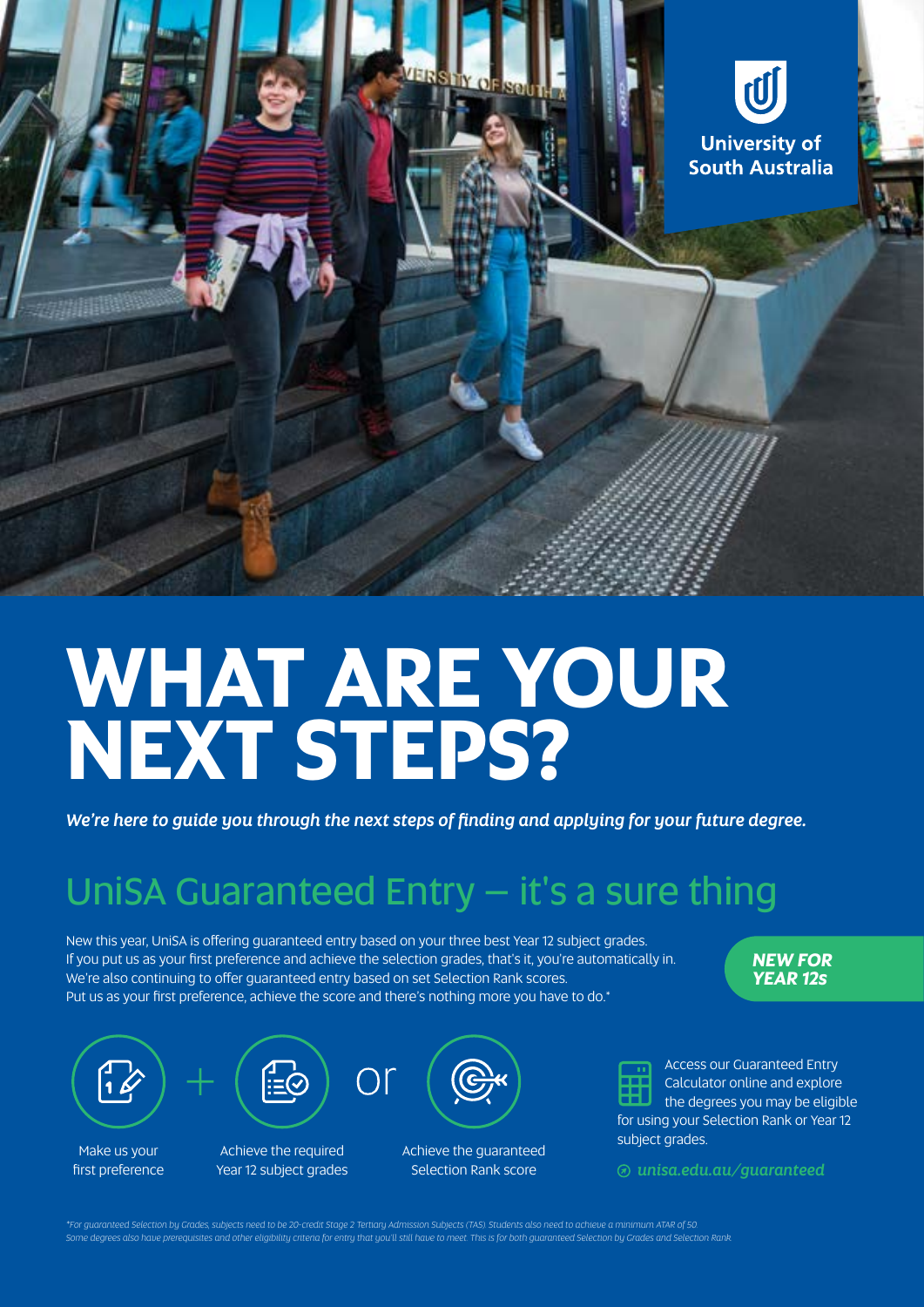University of South Australia

# WHAT ARE YOUR NEXT STEPS?

*We're here to guide you through the next steps of finding and applying for your future degree.*

## UniSA Guaranteed Entry – it's a sure thing

New this year, UniSA is offering guaranteed entry based on your three best Year 12 subject grades. If you put us as your first preference and achieve the selection grades, that's it, you're automatically in. We're also continuing to offer guaranteed entry based on set Selection Rank scores. Put us as your first preference, achieve the score and there's nothing more you have to do.*

***NEW FOR YEAR 12s***

Make us your first preference + Achieve the required Year 12 subject grades or Achieve the guaranteed Selection Rank score

Access our Guaranteed Entry Calculator online and explore the degrees you may be eligible for using your Selection Rank or Year 12 subject grades.

*unisa.edu.au/guaranteed*

*For guaranteed Selection by Grades, subjects need to be 20-credit Stage 2 Tertiary Admission Subjects (TAS). Students also need to achieve a minimum ATAR of 50. Some degrees also have prerequisites and other eligibility criteria for entry that you'll still have to meet. This is for both guaranteed Selection by Grades and Selection Rank.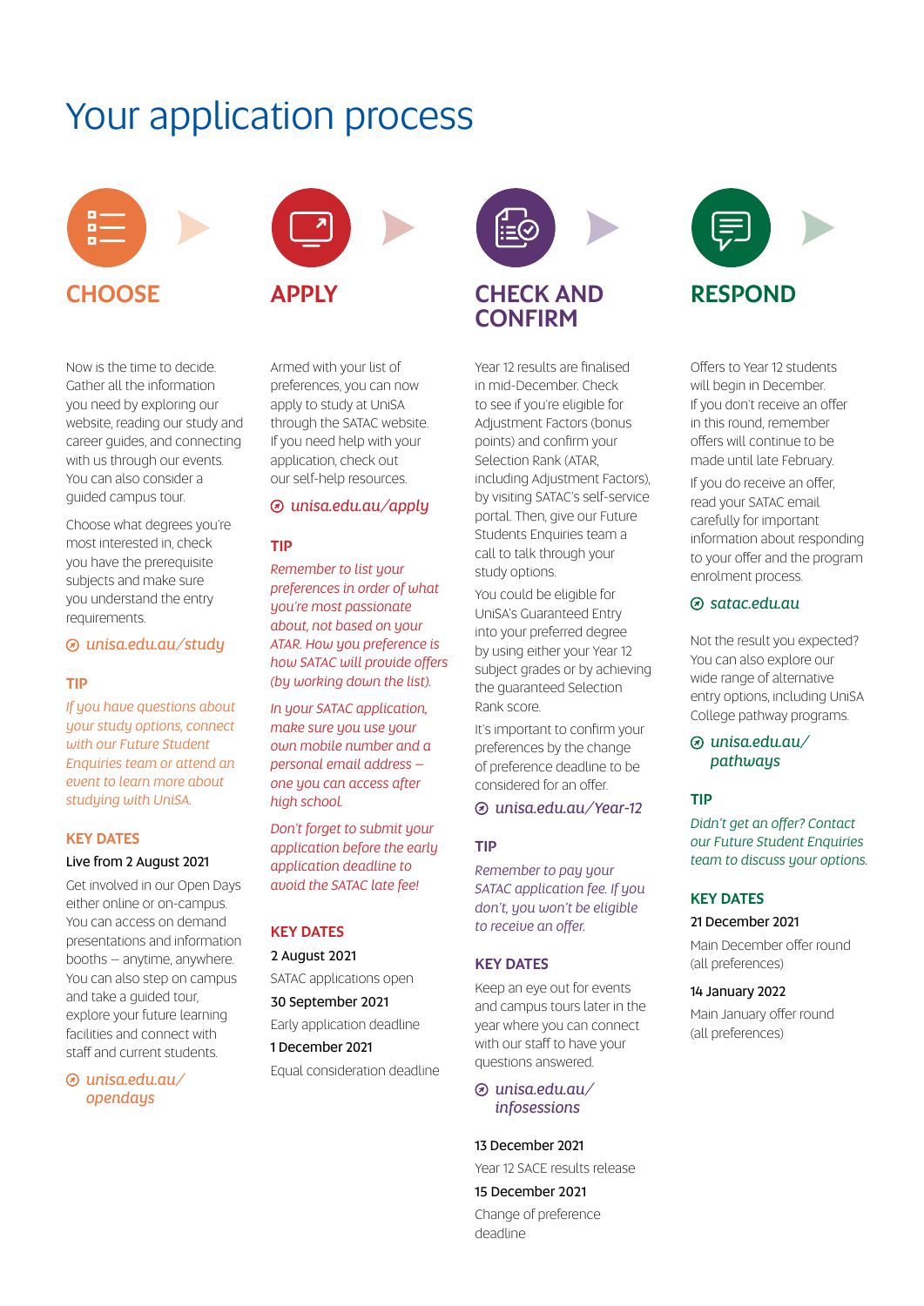# Your application process

## CHOOSE

Now is the time to decide. Gather all the information you need by exploring our website, reading our study and career guides, and connecting with us through our events. You can also consider a guided campus tour.

Choose what degrees you're most interested in, check you have the prerequisite subjects and make sure you understand the entry requirements.

*unisa.edu.au/study*

### TIP

*If you have questions about your study options, connect with our Future Student Enquiries team or attend an event to learn more about studying with UniSA.*

### KEY DATES

**Live from 2 August 2021**

Get involved in our Open Days either online or on-campus. You can access on demand presentations and information booths – anytime, anywhere. You can also step on campus and take a guided tour, explore your future learning facilities and connect with staff and current students.

*unisa.edu.au/opendays*

## APPLY

Armed with your list of preferences, you can now apply to study at UniSA through the SATAC website. If you need help with your application, check out our self-help resources.

*unisa.edu.au/apply*

### TIP

*Remember to list your preferences in order of what you're most passionate about, not based on your ATAR. How you preference is how SATAC will provide offers (by working down the list).*

*In your SATAC application, make sure you use your own mobile number and a personal email address – one you can access after high school.*

*Don't forget to submit your application before the early application deadline to avoid the SATAC late fee!*

### KEY DATES

**2 August 2021**

SATAC applications open

**30 September 2021**

Early application deadline

**1 December 2021**

Equal consideration deadline

## CHECK AND CONFIRM

Year 12 results are finalised in mid-December. Check to see if you're eligible for Adjustment Factors (bonus points) and confirm your Selection Rank (ATAR, including Adjustment Factors), by visiting SATAC's self-service portal. Then, give our Future Students Enquiries team a call to talk through your study options.

You could be eligible for UniSA's Guaranteed Entry into your preferred degree by using either your Year 12 subject grades or by achieving the guaranteed Selection Rank score.

It's important to confirm your preferences by the change of preference deadline to be considered for an offer.

*unisa.edu.au/Year-12*

### TIP

*Remember to pay your SATAC application fee. If you don't, you won't be eligible to receive an offer.*

### KEY DATES

Keep an eye out for events and campus tours later in the year where you can connect with our staff to have your questions answered.

*unisa.edu.au/infosessions*

**13 December 2021**

Year 12 SACE results release

**15 December 2021**

Change of preference deadline

## RESPOND

Offers to Year 12 students will begin in December. If you don't receive an offer in this round, remember offers will continue to be made until late February.

If you do receive an offer, read your SATAC email carefully for important information about responding to your offer and the program enrolment process.

*satac.edu.au*

Not the result you expected? You can also explore our wide range of alternative entry options, including UniSA College pathway programs.

*unisa.edu.au/pathways*

### TIP

*Didn't get an offer? Contact our Future Student Enquiries team to discuss your options.*

### KEY DATES

**21 December 2021**

Main December offer round (all preferences)

**14 January 2022**

Main January offer round (all preferences)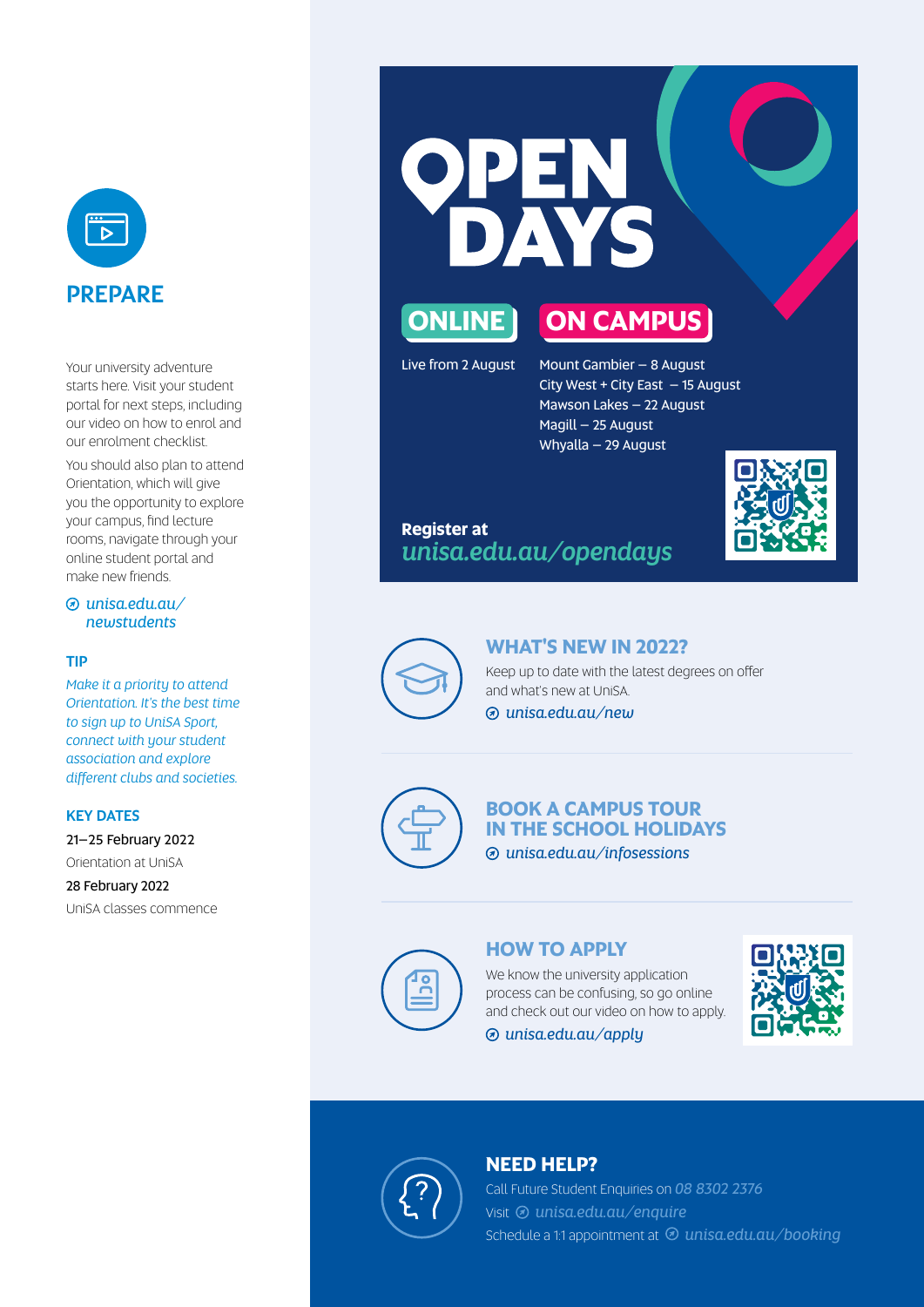## PREPARE

Your university adventure starts here. Visit your student portal for next steps, including our video on how to enrol and our enrolment checklist.

You should also plan to attend Orientation, which will give you the opportunity to explore your campus, find lecture rooms, navigate through your online student portal and make new friends.

*unisa.edu.au/newstudents*

### TIP

*Make it a priority to attend Orientation. It's the best time to sign up to UniSA Sport, connect with your student association and explore different clubs and societies.*

### KEY DATES

21–25 February 2022

Orientation at UniSA

28 February 2022

UniSA classes commence

## OPEN DAYS

### ONLINE

Live from 2 August

### ON CAMPUS

Mount Gambier – 8 August
City West + City East – 15 August
Mawson Lakes – 22 August
Magill – 25 August
Whyalla – 29 August

**Register at**
*unisa.edu.au/opendays*

### WHAT'S NEW IN 2022?

Keep up to date with the latest degrees on offer and what's new at UniSA.

*unisa.edu.au/new*

### BOOK A CAMPUS TOUR IN THE SCHOOL HOLIDAYS

*unisa.edu.au/infosessions*

### HOW TO APPLY

We know the university application process can be confusing, so go online and check out our video on how to apply.

*unisa.edu.au/apply*

### NEED HELP?

Call Future Student Enquiries on *08 8302 2376*

Visit *unisa.edu.au/enquire*

Schedule a 1:1 appointment at *unisa.edu.au/booking*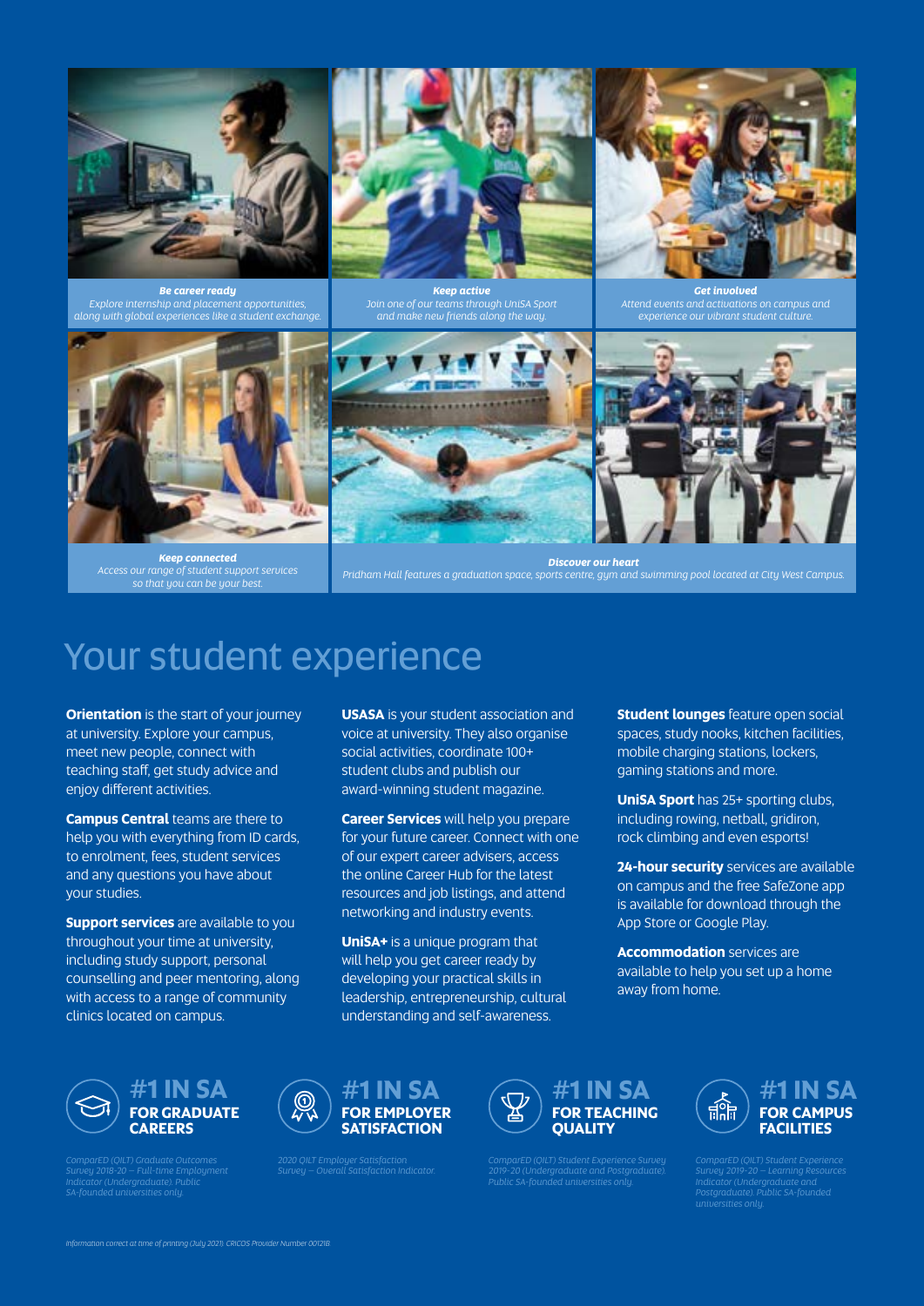***Be career ready***
*Explore internship and placement opportunities, along with global experiences like a student exchange.*

***Keep active***
*Join one of our teams through UniSA Sport and make new friends along the way.*

***Get involved***
*Attend events and activations on campus and experience our vibrant student culture.*

***Keep connected***
*Access our range of student support services so that you can be your best.*

***Discover our heart***
*Pridham Hall features a graduation space, sports centre, gym and swimming pool located at City West Campus.*

# Your student experience

**Orientation** is the start of your journey at university. Explore your campus, meet new people, connect with teaching staff, get study advice and enjoy different activities.

**Campus Central** teams are there to help you with everything from ID cards, to enrolment, fees, student services and any questions you have about your studies.

**Support services** are available to you throughout your time at university, including study support, personal counselling and peer mentoring, along with access to a range of community clinics located on campus.

**USASA** is your student association and voice at university. They also organise social activities, coordinate 100+ student clubs and publish our award-winning student magazine.

**Career Services** will help you prepare for your future career. Connect with one of our expert career advisers, access the online Career Hub for the latest resources and job listings, and attend networking and industry events.

**UniSA+** is a unique program that will help you get career ready by developing your practical skills in leadership, entrepreneurship, cultural understanding and self-awareness.

**Student lounges** feature open social spaces, study nooks, kitchen facilities, mobile charging stations, lockers, gaming stations and more.

**UniSA Sport** has 25+ sporting clubs, including rowing, netball, gridiron, rock climbing and even esports!

**24-hour security** services are available on campus and the free SafeZone app is available for download through the App Store or Google Play.

**Accommodation** services are available to help you set up a home away from home.

**#1 IN SA FOR GRADUATE CAREERS**

*ComparED (QILT) Graduate Outcomes Survey 2018-20 – Full-time Employment Indicator (Undergraduate). Public SA-founded universities only.*

**#1 IN SA FOR EMPLOYER SATISFACTION**

*2020 QILT Employer Satisfaction Survey – Overall Satisfaction Indicator.*

**#1 IN SA FOR TEACHING QUALITY**

*ComparED (QILT) Student Experience Survey 2019-20 (Undergraduate and Postgraduate). Public SA-founded universities only.*

**#1 IN SA FOR CAMPUS FACILITIES**

*ComparED (QILT) Student Experience Survey 2019-20 – Learning Resources Indicator (Undergraduate and Postgraduate). Public SA-founded universities only.*

*Information correct at time of printing (July 2021). CRICOS Provider Number 00121B*